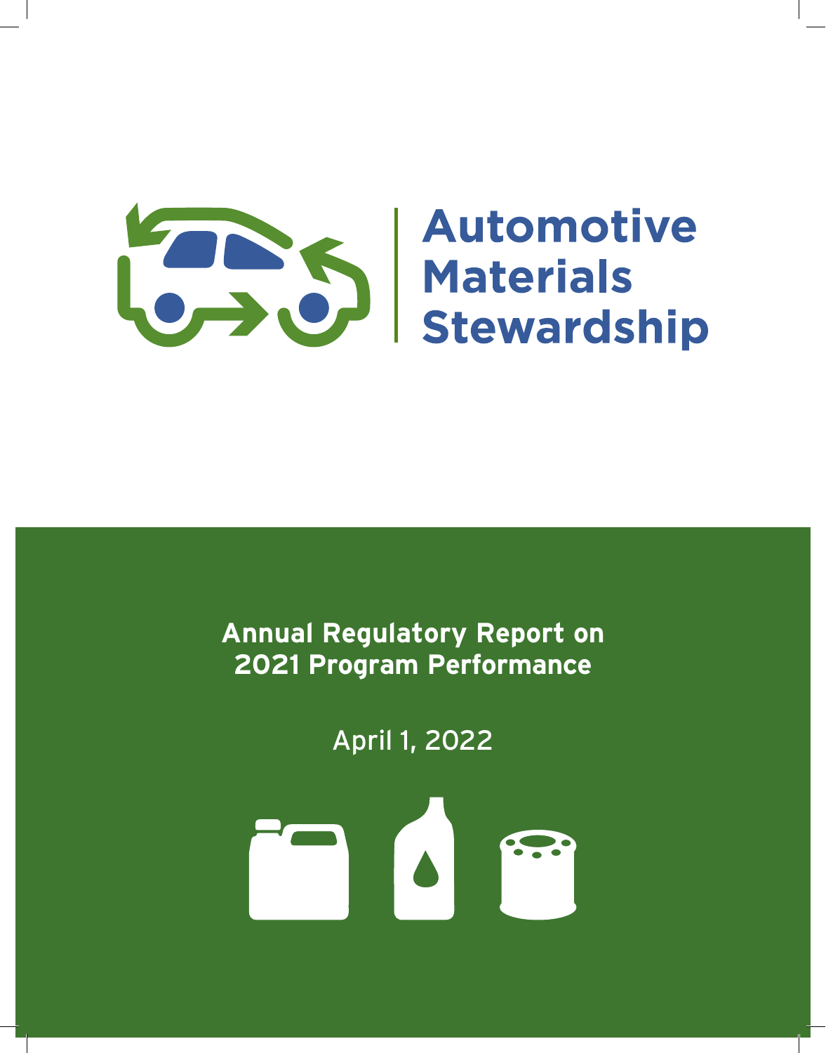# Automotive Materials Stewardship

## Annual Regulatory Report on 2021 Program Performance

April 1, 2022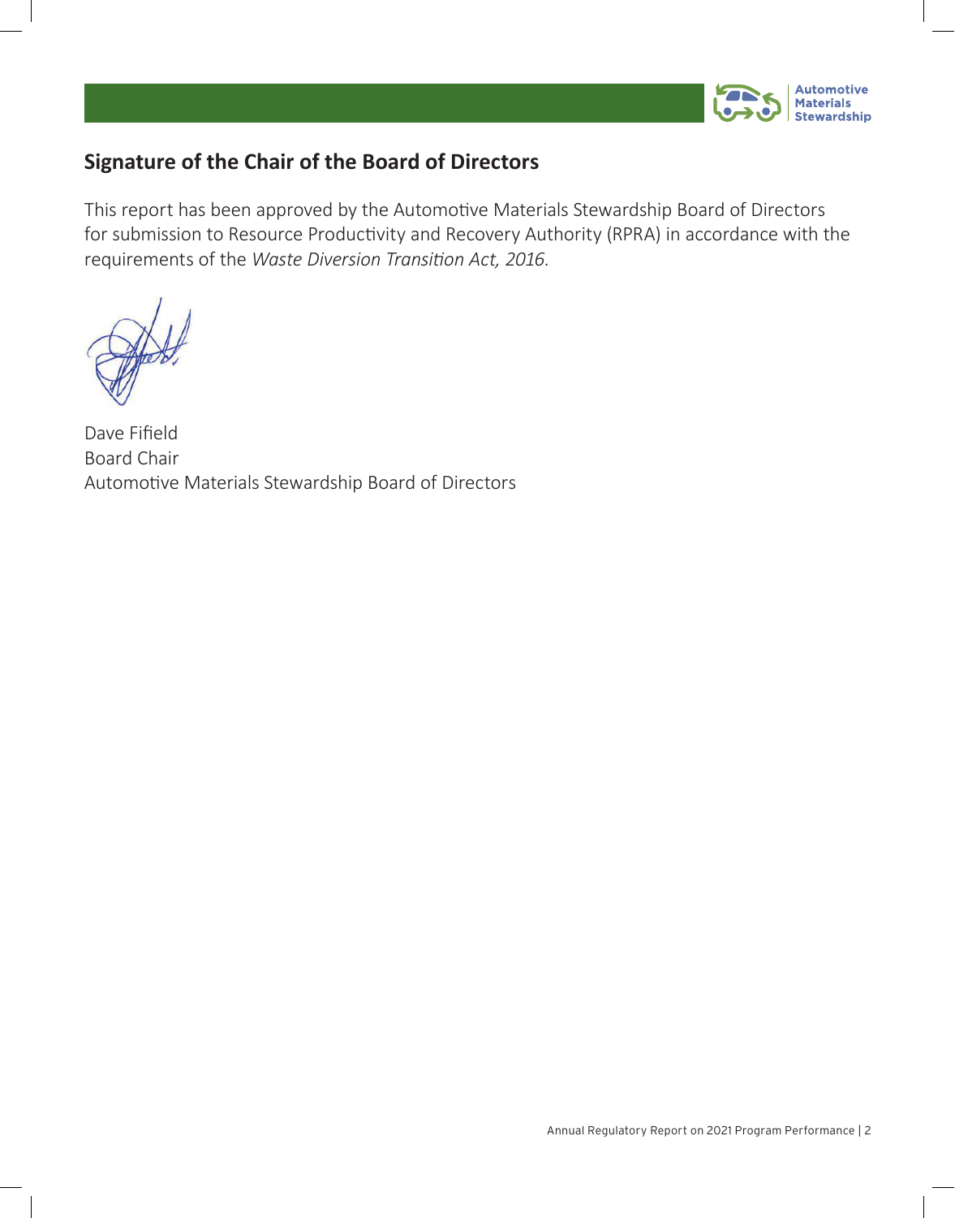## Signature of the Chair of the Board of Directors

This report has been approved by the Automotive Materials Stewardship Board of Directors for submission to Resource Productivity and Recovery Authority (RPRA) in accordance with the requirements of the *Waste Diversion Transition Act, 2016*.

Dave Fifield
Board Chair
Automotive Materials Stewardship Board of Directors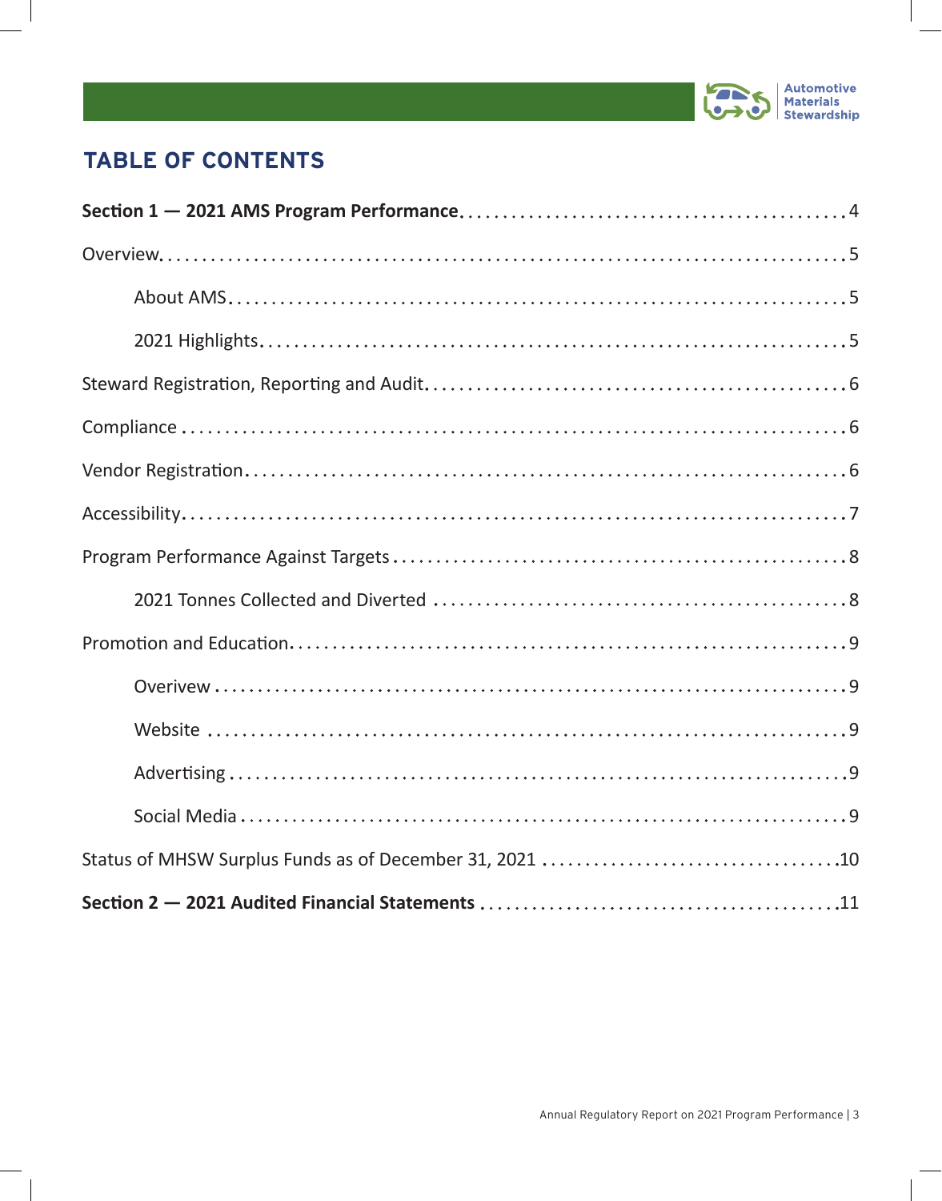## TABLE OF CONTENTS

**Section 1 — 2021 AMS Program Performance** .......... 4

Overview .......... 5

- About AMS .......... 5
- 2021 Highlights .......... 5

Steward Registration, Reporting and Audit .......... 6

Compliance .......... 6

Vendor Registration .......... 6

Accessibility .......... 7

Program Performance Against Targets .......... 8

- 2021 Tonnes Collected and Diverted .......... 8

Promotion and Education .......... 9

- Overivew .......... 9
- Website .......... 9
- Advertising .......... 9
- Social Media .......... 9

Status of MHSW Surplus Funds as of December 31, 2021 .......... 10

**Section 2 — 2021 Audited Financial Statements** .......... 11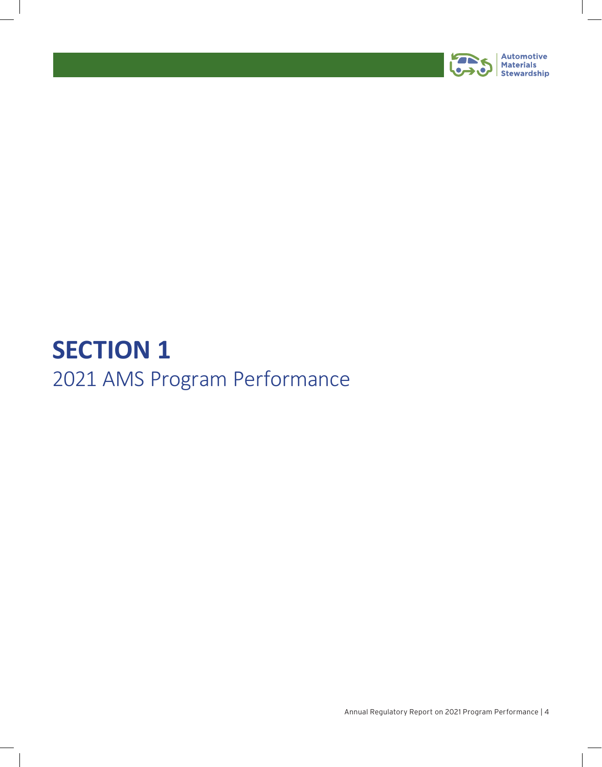# SECTION 1

## 2021 AMS Program Performance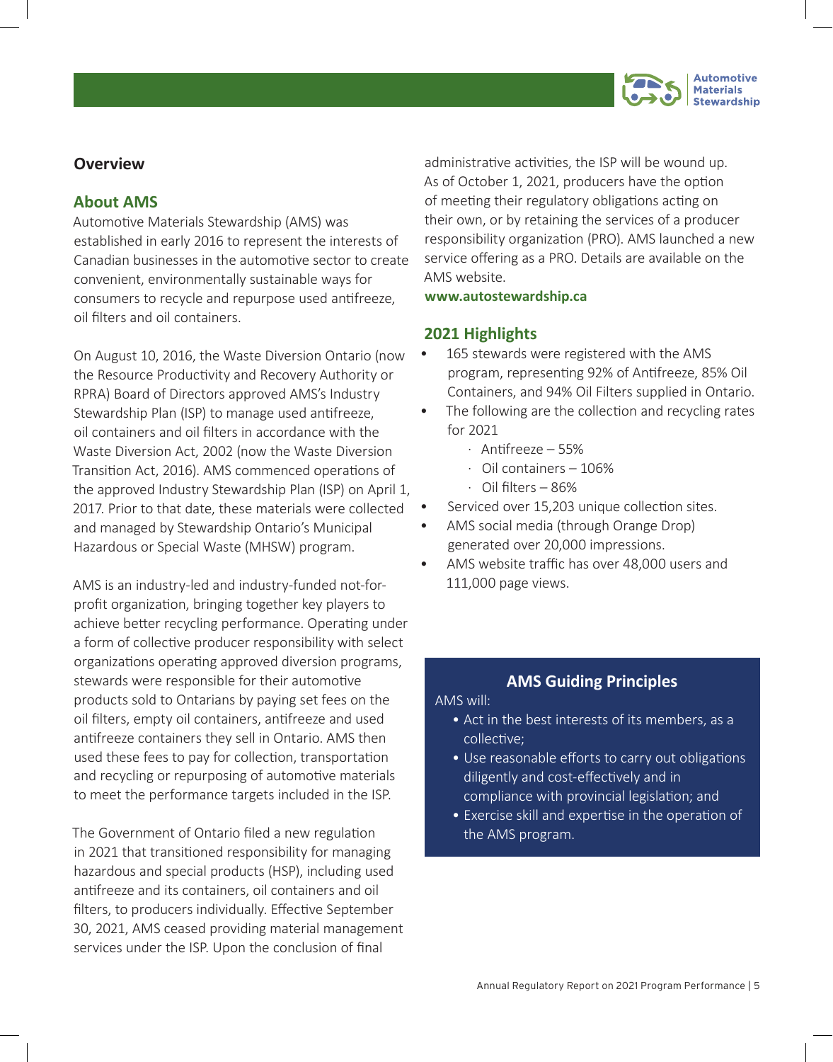## Overview

### About AMS

Automotive Materials Stewardship (AMS) was established in early 2016 to represent the interests of Canadian businesses in the automotive sector to create convenient, environmentally sustainable ways for consumers to recycle and repurpose used antifreeze, oil filters and oil containers.

On August 10, 2016, the Waste Diversion Ontario (now the Resource Productivity and Recovery Authority or RPRA) Board of Directors approved AMS's Industry Stewardship Plan (ISP) to manage used antifreeze, oil containers and oil filters in accordance with the Waste Diversion Act, 2002 (now the Waste Diversion Transition Act, 2016). AMS commenced operations of the approved Industry Stewardship Plan (ISP) on April 1, 2017. Prior to that date, these materials were collected and managed by Stewardship Ontario's Municipal Hazardous or Special Waste (MHSW) program.

AMS is an industry-led and industry-funded not-for-profit organization, bringing together key players to achieve better recycling performance. Operating under a form of collective producer responsibility with select organizations operating approved diversion programs, stewards were responsible for their automotive products sold to Ontarians by paying set fees on the oil filters, empty oil containers, antifreeze and used antifreeze containers they sell in Ontario. AMS then used these fees to pay for collection, transportation and recycling or repurposing of automotive materials to meet the performance targets included in the ISP.

The Government of Ontario filed a new regulation in 2021 that transitioned responsibility for managing hazardous and special products (HSP), including used antifreeze and its containers, oil containers and oil filters, to producers individually. Effective September 30, 2021, AMS ceased providing material management services under the ISP. Upon the conclusion of final administrative activities, the ISP will be wound up. As of October 1, 2021, producers have the option of meeting their regulatory obligations acting on their own, or by retaining the services of a producer responsibility organization (PRO). AMS launched a new service offering as a PRO. Details are available on the AMS website.

**www.autostewardship.ca**

### 2021 Highlights

- 165 stewards were registered with the AMS program, representing 92% of Antifreeze, 85% Oil Containers, and 94% Oil Filters supplied in Ontario.
- The following are the collection and recycling rates for 2021
  - Antifreeze – 55%
  - Oil containers – 106%
  - Oil filters – 86%
- Serviced over 15,203 unique collection sites.
- AMS social media (through Orange Drop) generated over 20,000 impressions.
- AMS website traffic has over 48,000 users and 111,000 page views.

### AMS Guiding Principles

AMS will:

- Act in the best interests of its members, as a collective;
- Use reasonable efforts to carry out obligations diligently and cost-effectively and in compliance with provincial legislation; and
- Exercise skill and expertise in the operation of the AMS program.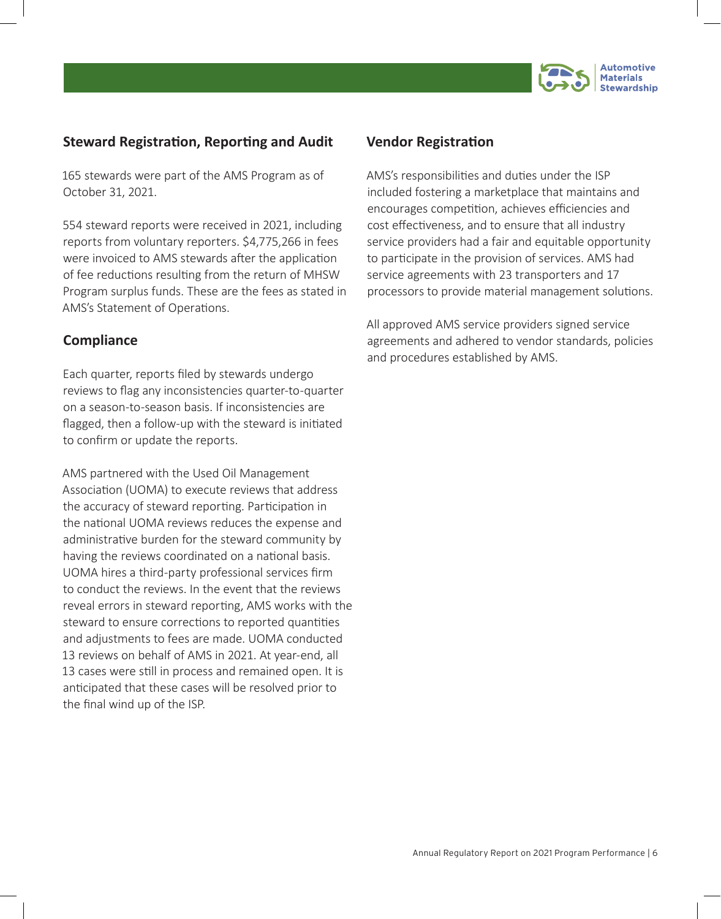## Steward Registration, Reporting and Audit

165 stewards were part of the AMS Program as of October 31, 2021.

554 steward reports were received in 2021, including reports from voluntary reporters. $4,775,266 in fees were invoiced to AMS stewards after the application of fee reductions resulting from the return of MHSW Program surplus funds. These are the fees as stated in AMS's Statement of Operations.

## Compliance

Each quarter, reports filed by stewards undergo reviews to flag any inconsistencies quarter-to-quarter on a season-to-season basis. If inconsistencies are flagged, then a follow-up with the steward is initiated to confirm or update the reports.

AMS partnered with the Used Oil Management Association (UOMA) to execute reviews that address the accuracy of steward reporting. Participation in the national UOMA reviews reduces the expense and administrative burden for the steward community by having the reviews coordinated on a national basis. UOMA hires a third-party professional services firm to conduct the reviews. In the event that the reviews reveal errors in steward reporting, AMS works with the steward to ensure corrections to reported quantities and adjustments to fees are made. UOMA conducted 13 reviews on behalf of AMS in 2021. At year-end, all 13 cases were still in process and remained open. It is anticipated that these cases will be resolved prior to the final wind up of the ISP.

## Vendor Registration

AMS's responsibilities and duties under the ISP included fostering a marketplace that maintains and encourages competition, achieves efficiencies and cost effectiveness, and to ensure that all industry service providers had a fair and equitable opportunity to participate in the provision of services. AMS had service agreements with 23 transporters and 17 processors to provide material management solutions.

All approved AMS service providers signed service agreements and adhered to vendor standards, policies and procedures established by AMS.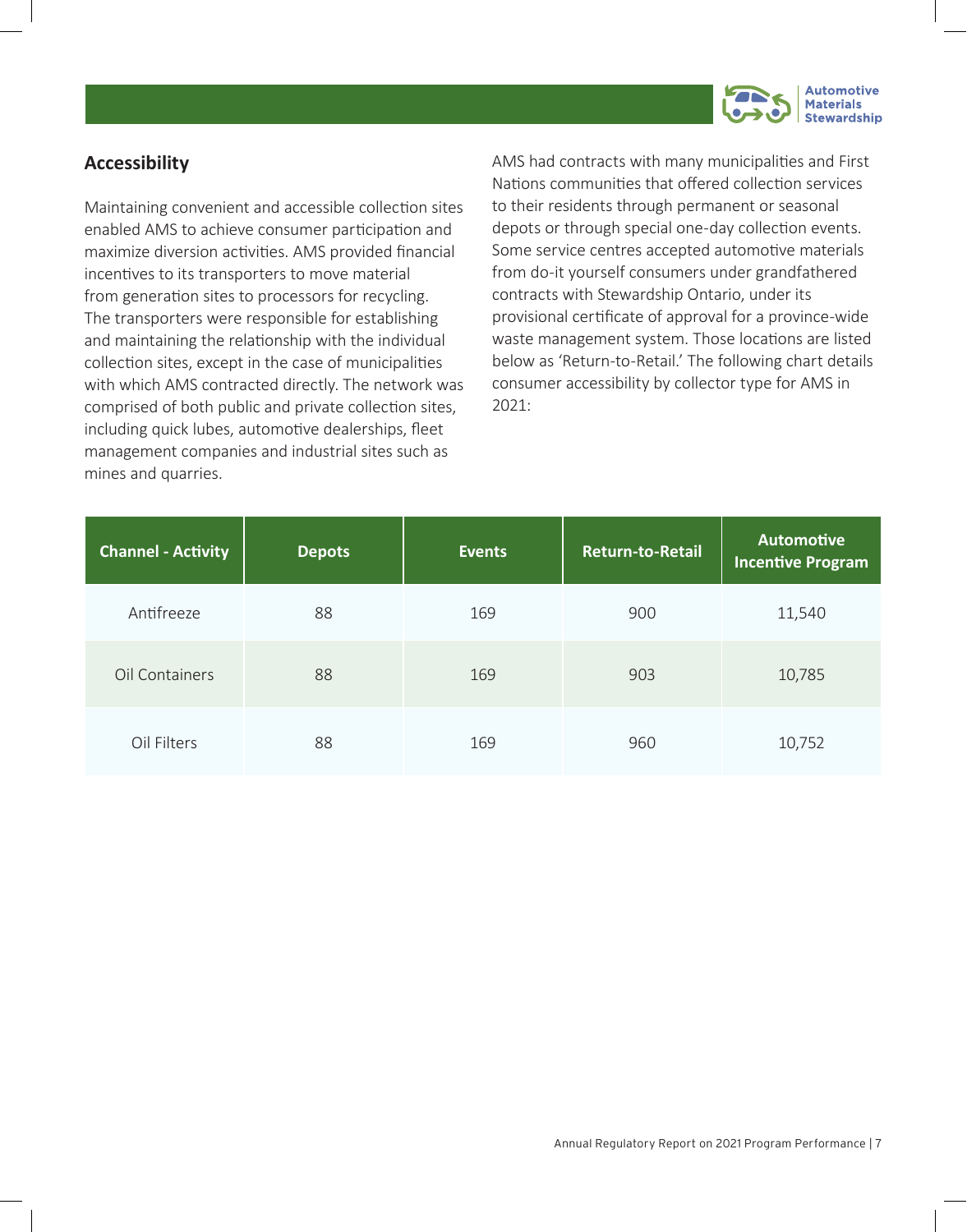## Accessibility

Maintaining convenient and accessible collection sites enabled AMS to achieve consumer participation and maximize diversion activities. AMS provided financial incentives to its transporters to move material from generation sites to processors for recycling. The transporters were responsible for establishing and maintaining the relationship with the individual collection sites, except in the case of municipalities with which AMS contracted directly. The network was comprised of both public and private collection sites, including quick lubes, automotive dealerships, fleet management companies and industrial sites such as mines and quarries.

AMS had contracts with many municipalities and First Nations communities that offered collection services to their residents through permanent or seasonal depots or through special one-day collection events. Some service centres accepted automotive materials from do-it yourself consumers under grandfathered contracts with Stewardship Ontario, under its provisional certificate of approval for a province-wide waste management system. Those locations are listed below as 'Return-to-Retail.' The following chart details consumer accessibility by collector type for AMS in 2021:

| Channel - Activity | Depots | Events | Return-to-Retail | Automotive Incentive Program |
|---|---|---|---|---|
| Antifreeze | 88 | 169 | 900 | 11,540 |
| Oil Containers | 88 | 169 | 903 | 10,785 |
| Oil Filters | 88 | 169 | 960 | 10,752 |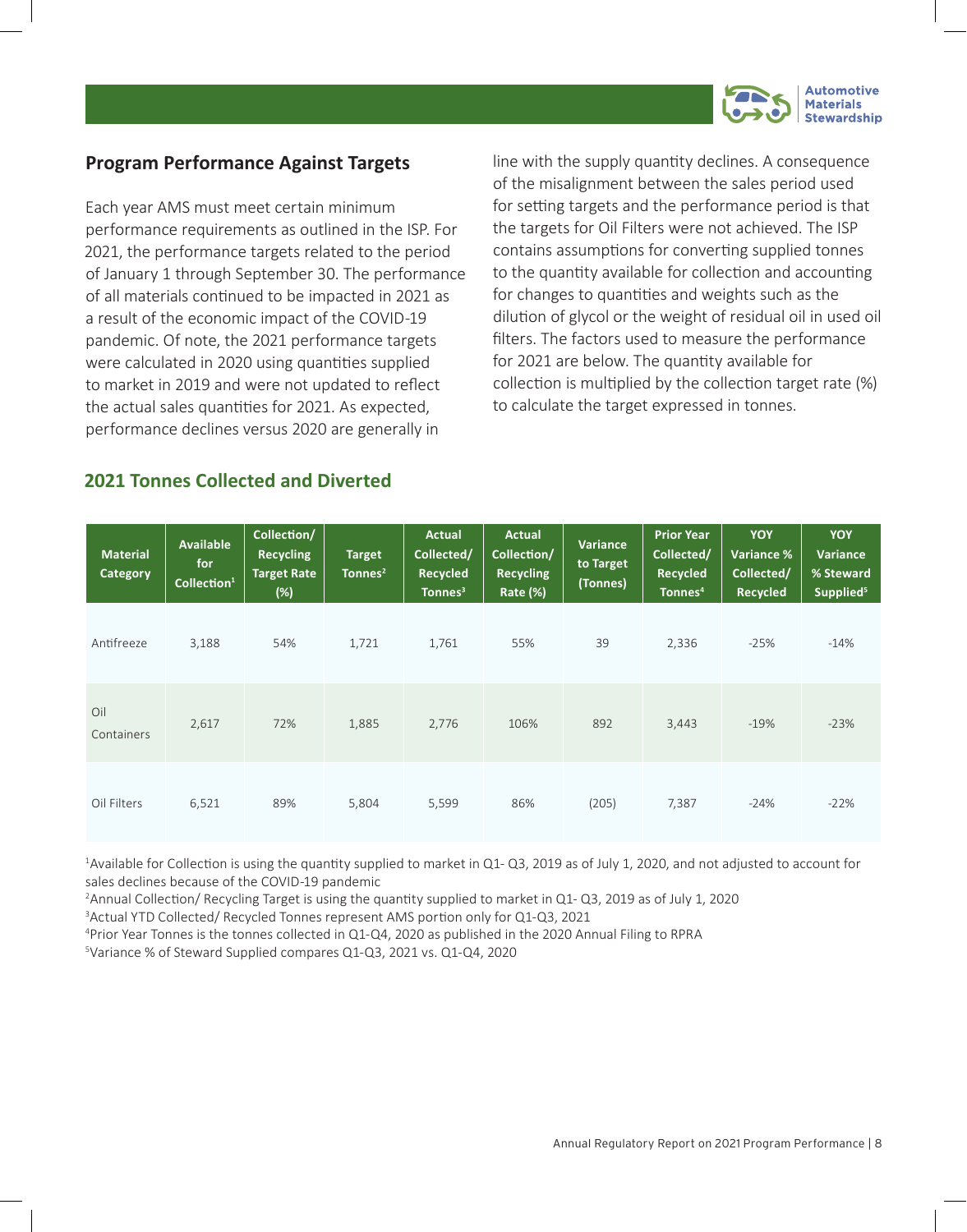## Program Performance Against Targets

Each year AMS must meet certain minimum performance requirements as outlined in the ISP. For 2021, the performance targets related to the period of January 1 through September 30. The performance of all materials continued to be impacted in 2021 as a result of the economic impact of the COVID-19 pandemic. Of note, the 2021 performance targets were calculated in 2020 using quantities supplied to market in 2019 and were not updated to reflect the actual sales quantities for 2021. As expected, performance declines versus 2020 are generally in line with the supply quantity declines. A consequence of the misalignment between the sales period used for setting targets and the performance period is that the targets for Oil Filters were not achieved. The ISP contains assumptions for converting supplied tonnes to the quantity available for collection and accounting for changes to quantities and weights such as the dilution of glycol or the weight of residual oil in used oil filters. The factors used to measure the performance for 2021 are below. The quantity available for collection is multiplied by the collection target rate (%) to calculate the target expressed in tonnes.

### 2021 Tonnes Collected and Diverted

| Material Category | Available for Collection[1] | Collection/ Recycling Target Rate (%) | Target Tonnes[2] | Actual Collected/ Recycled Tonnes[3] | Actual Collection/ Recycling Rate (%) | Variance to Target (Tonnes) | Prior Year Collected/ Recycled Tonnes[4] | YOY Variance % Collected/ Recycled | YOY Variance % Steward Supplied[5] |
|---|---|---|---|---|---|---|---|---|---|
| Antifreeze | 3,188 | 54% | 1,721 | 1,761 | 55% | 39 | 2,336 | -25% | -14% |
| Oil Containers | 2,617 | 72% | 1,885 | 2,776 | 106% | 892 | 3,443 | -19% | -23% |
| Oil Filters | 6,521 | 89% | 5,804 | 5,599 | 86% | (205) | 7,387 | -24% | -22% |

[1]Available for Collection is using the quantity supplied to market in Q1- Q3, 2019 as of July 1, 2020, and not adjusted to account for sales declines because of the COVID-19 pandemic

[2]Annual Collection/ Recycling Target is using the quantity supplied to market in Q1- Q3, 2019 as of July 1, 2020

[3]Actual YTD Collected/ Recycled Tonnes represent AMS portion only for Q1-Q3, 2021

[4]Prior Year Tonnes is the tonnes collected in Q1-Q4, 2020 as published in the 2020 Annual Filing to RPRA

[5]Variance % of Steward Supplied compares Q1-Q3, 2021 vs. Q1-Q4, 2020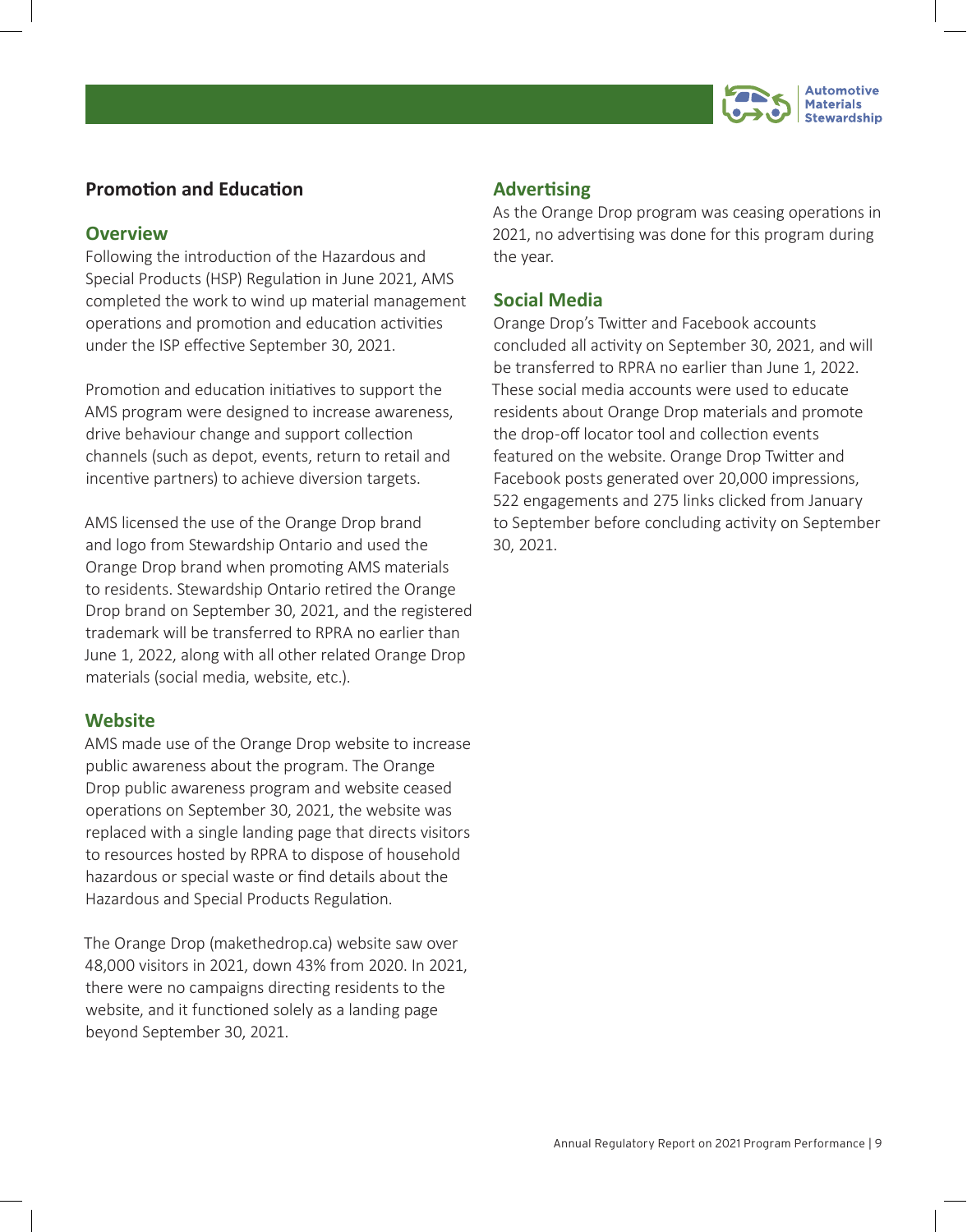## Promotion and Education

### Overview

Following the introduction of the Hazardous and Special Products (HSP) Regulation in June 2021, AMS completed the work to wind up material management operations and promotion and education activities under the ISP effective September 30, 2021.

Promotion and education initiatives to support the AMS program were designed to increase awareness, drive behaviour change and support collection channels (such as depot, events, return to retail and incentive partners) to achieve diversion targets.

AMS licensed the use of the Orange Drop brand and logo from Stewardship Ontario and used the Orange Drop brand when promoting AMS materials to residents. Stewardship Ontario retired the Orange Drop brand on September 30, 2021, and the registered trademark will be transferred to RPRA no earlier than June 1, 2022, along with all other related Orange Drop materials (social media, website, etc.).

### Website

AMS made use of the Orange Drop website to increase public awareness about the program. The Orange Drop public awareness program and website ceased operations on September 30, 2021, the website was replaced with a single landing page that directs visitors to resources hosted by RPRA to dispose of household hazardous or special waste or find details about the Hazardous and Special Products Regulation.

The Orange Drop (makethedrop.ca) website saw over 48,000 visitors in 2021, down 43% from 2020. In 2021, there were no campaigns directing residents to the website, and it functioned solely as a landing page beyond September 30, 2021.

### Advertising

As the Orange Drop program was ceasing operations in 2021, no advertising was done for this program during the year.

### Social Media

Orange Drop's Twitter and Facebook accounts concluded all activity on September 30, 2021, and will be transferred to RPRA no earlier than June 1, 2022. These social media accounts were used to educate residents about Orange Drop materials and promote the drop-off locator tool and collection events featured on the website. Orange Drop Twitter and Facebook posts generated over 20,000 impressions, 522 engagements and 275 links clicked from January to September before concluding activity on September 30, 2021.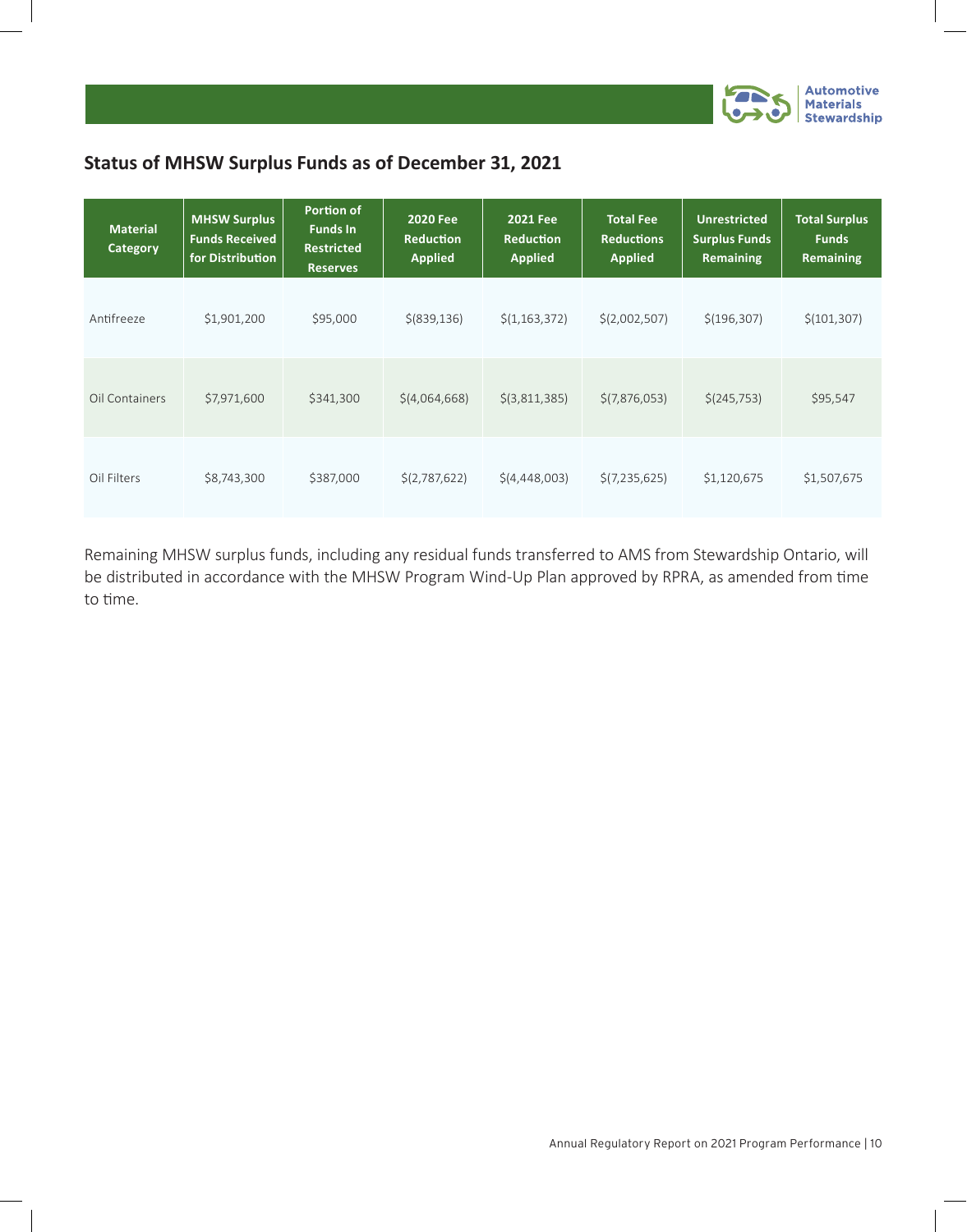## Status of MHSW Surplus Funds as of December 31, 2021

| Material Category | MHSW Surplus Funds Received for Distribution | Portion of Funds In Restricted Reserves | 2020 Fee Reduction Applied | 2021 Fee Reduction Applied | Total Fee Reductions Applied | Unrestricted Surplus Funds Remaining | Total Surplus Funds Remaining |
|---|---|---|---|---|---|---|---|
| Antifreeze | $1,901,200 | $95,000 | $(839,136) | $(1,163,372) | $(2,002,507) | $(196,307) | $(101,307) |
| Oil Containers | $7,971,600 | $341,300 | $(4,064,668) | $(3,811,385) | $(7,876,053) | $(245,753) | $95,547 |
| Oil Filters | $8,743,300 | $387,000 | $(2,787,622) | $(4,448,003) | $(7,235,625) | $1,120,675 | $1,507,675 |

Remaining MHSW surplus funds, including any residual funds transferred to AMS from Stewardship Ontario, will be distributed in accordance with the MHSW Program Wind-Up Plan approved by RPRA, as amended from time to time.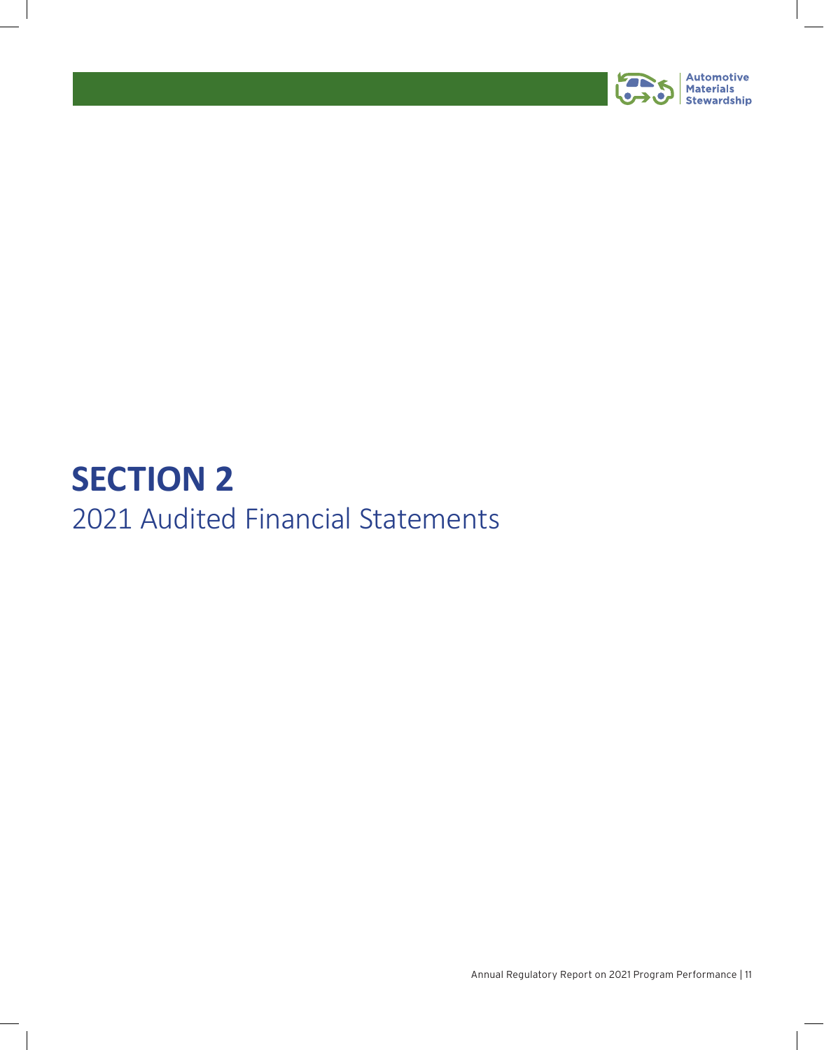# SECTION 2

## 2021 Audited Financial Statements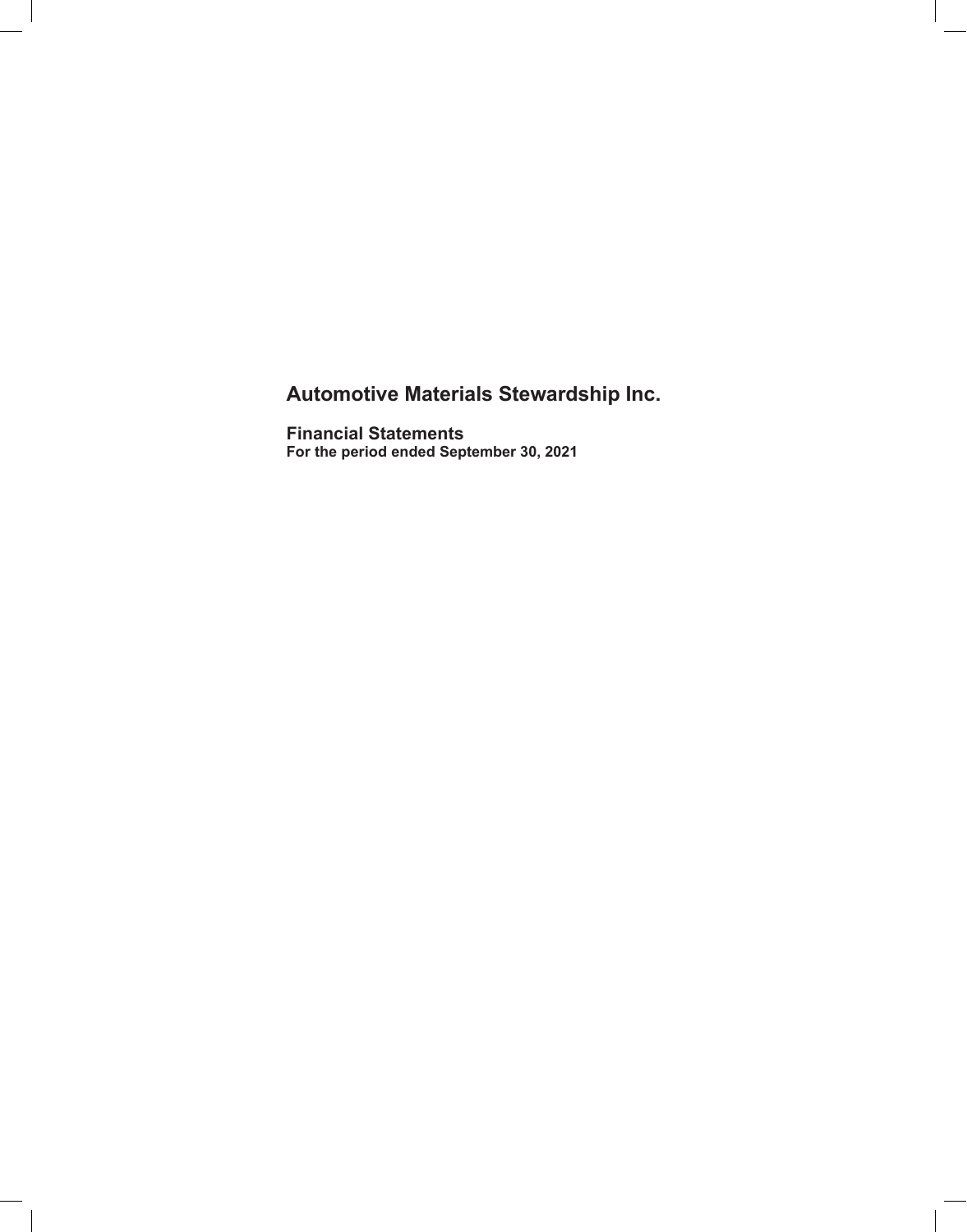# Automotive Materials Stewardship Inc.

## Financial Statements

**For the period ended September 30, 2021**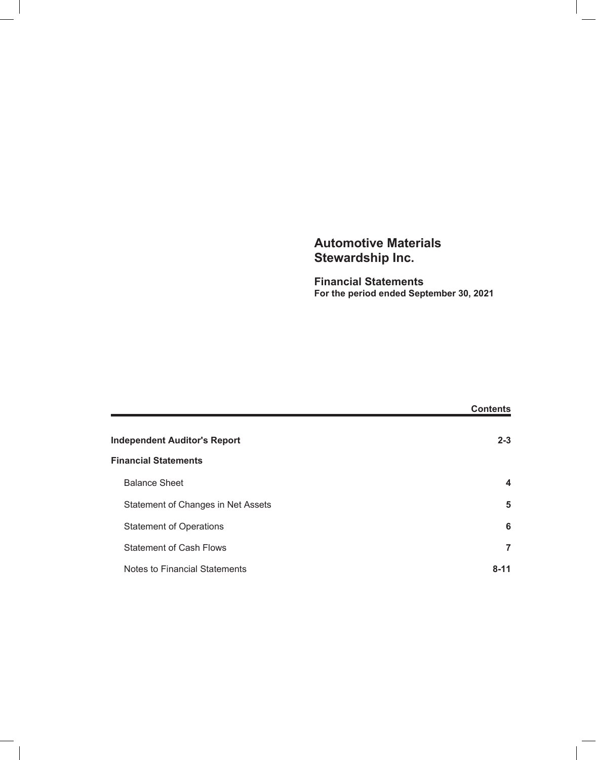# Automotive Materials Stewardship Inc.

## Financial Statements

**For the period ended September 30, 2021**

| | **Contents** |
|---|---|
| **Independent Auditor's Report** | **2-3** |
| **Financial Statements** | |
| Balance Sheet | **4** |
| Statement of Changes in Net Assets | **5** |
| Statement of Operations | **6** |
| Statement of Cash Flows | **7** |
| Notes to Financial Statements | **8-11** |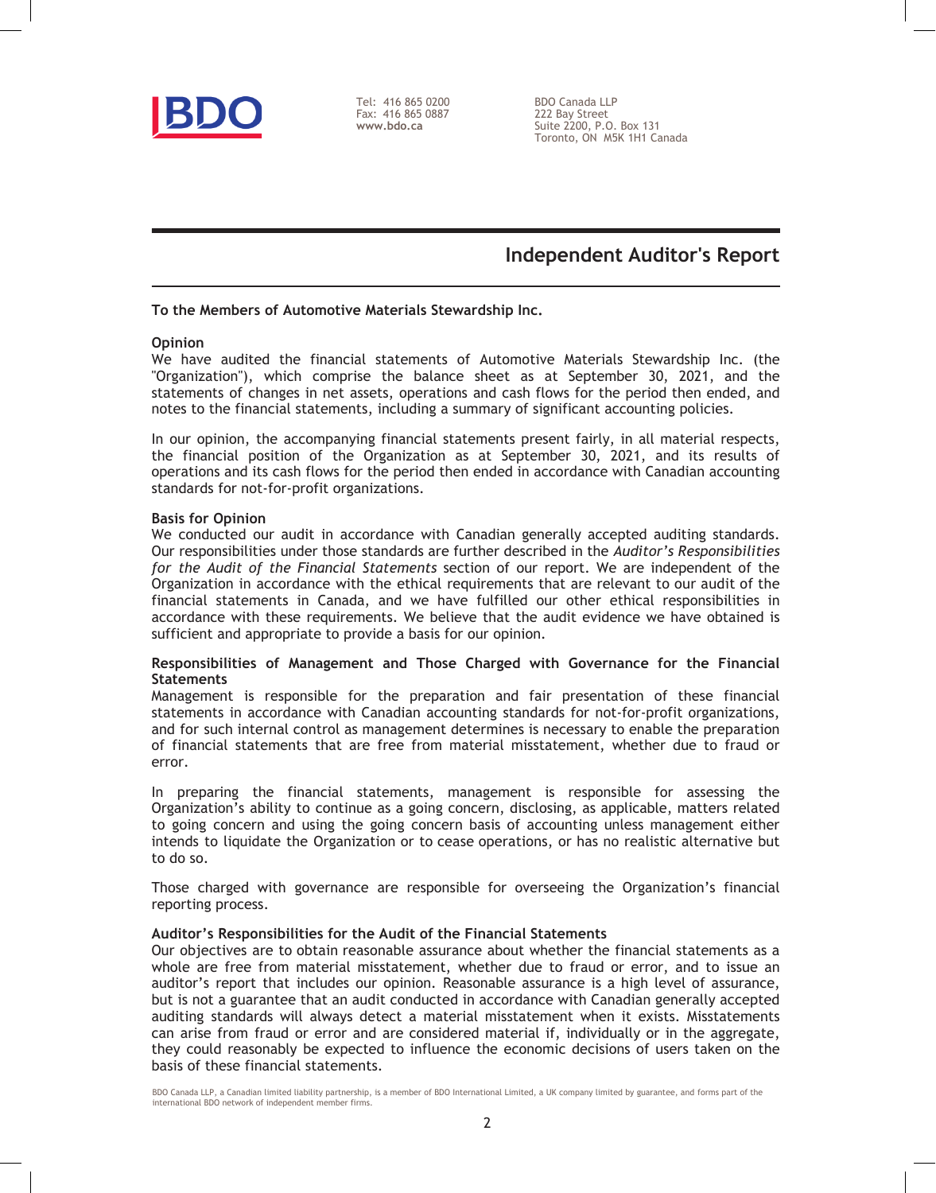Tel: 416 865 0200
Fax: 416 865 0887
**www.bdo.ca**

BDO Canada LLP
222 Bay Street
Suite 2200, P.O. Box 131
Toronto, ON M5K 1H1 Canada

# Independent Auditor's Report

**To the Members of Automotive Materials Stewardship Inc.**

**Opinion**

We have audited the financial statements of Automotive Materials Stewardship Inc. (the "Organization"), which comprise the balance sheet as at September 30, 2021, and the statements of changes in net assets, operations and cash flows for the period then ended, and notes to the financial statements, including a summary of significant accounting policies.

In our opinion, the accompanying financial statements present fairly, in all material respects, the financial position of the Organization as at September 30, 2021, and its results of operations and its cash flows for the period then ended in accordance with Canadian accounting standards for not-for-profit organizations.

**Basis for Opinion**

We conducted our audit in accordance with Canadian generally accepted auditing standards. Our responsibilities under those standards are further described in the *Auditor's Responsibilities for the Audit of the Financial Statements* section of our report. We are independent of the Organization in accordance with the ethical requirements that are relevant to our audit of the financial statements in Canada, and we have fulfilled our other ethical responsibilities in accordance with these requirements. We believe that the audit evidence we have obtained is sufficient and appropriate to provide a basis for our opinion.

**Responsibilities of Management and Those Charged with Governance for the Financial Statements**

Management is responsible for the preparation and fair presentation of these financial statements in accordance with Canadian accounting standards for not-for-profit organizations, and for such internal control as management determines is necessary to enable the preparation of financial statements that are free from material misstatement, whether due to fraud or error.

In preparing the financial statements, management is responsible for assessing the Organization's ability to continue as a going concern, disclosing, as applicable, matters related to going concern and using the going concern basis of accounting unless management either intends to liquidate the Organization or to cease operations, or has no realistic alternative but to do so.

Those charged with governance are responsible for overseeing the Organization's financial reporting process.

**Auditor's Responsibilities for the Audit of the Financial Statements**

Our objectives are to obtain reasonable assurance about whether the financial statements as a whole are free from material misstatement, whether due to fraud or error, and to issue an auditor's report that includes our opinion. Reasonable assurance is a high level of assurance, but is not a guarantee that an audit conducted in accordance with Canadian generally accepted auditing standards will always detect a material misstatement when it exists. Misstatements can arise from fraud or error and are considered material if, individually or in the aggregate, they could reasonably be expected to influence the economic decisions of users taken on the basis of these financial statements.

BDO Canada LLP, a Canadian limited liability partnership, is a member of BDO International Limited, a UK company limited by guarantee, and forms part of the international BDO network of independent member firms.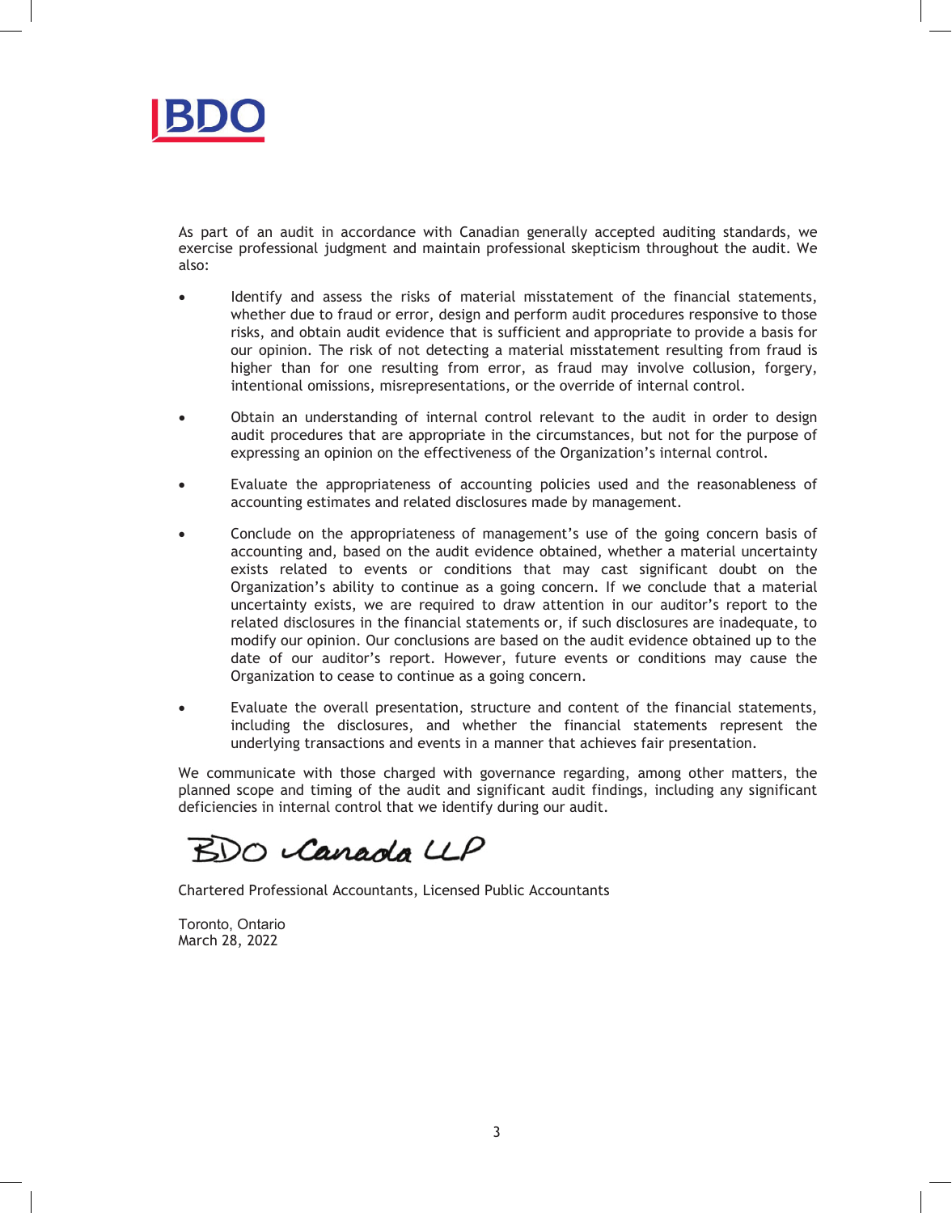As part of an audit in accordance with Canadian generally accepted auditing standards, we exercise professional judgment and maintain professional skepticism throughout the audit. We also:

- Identify and assess the risks of material misstatement of the financial statements, whether due to fraud or error, design and perform audit procedures responsive to those risks, and obtain audit evidence that is sufficient and appropriate to provide a basis for our opinion. The risk of not detecting a material misstatement resulting from fraud is higher than for one resulting from error, as fraud may involve collusion, forgery, intentional omissions, misrepresentations, or the override of internal control.

- Obtain an understanding of internal control relevant to the audit in order to design audit procedures that are appropriate in the circumstances, but not for the purpose of expressing an opinion on the effectiveness of the Organization's internal control.

- Evaluate the appropriateness of accounting policies used and the reasonableness of accounting estimates and related disclosures made by management.

- Conclude on the appropriateness of management's use of the going concern basis of accounting and, based on the audit evidence obtained, whether a material uncertainty exists related to events or conditions that may cast significant doubt on the Organization's ability to continue as a going concern. If we conclude that a material uncertainty exists, we are required to draw attention in our auditor's report to the related disclosures in the financial statements or, if such disclosures are inadequate, to modify our opinion. Our conclusions are based on the audit evidence obtained up to the date of our auditor's report. However, future events or conditions may cause the Organization to cease to continue as a going concern.

- Evaluate the overall presentation, structure and content of the financial statements, including the disclosures, and whether the financial statements represent the underlying transactions and events in a manner that achieves fair presentation.

We communicate with those charged with governance regarding, among other matters, the planned scope and timing of the audit and significant audit findings, including any significant deficiencies in internal control that we identify during our audit.

BDO Canada LLP

Chartered Professional Accountants, Licensed Public Accountants

Toronto, Ontario
March 28, 2022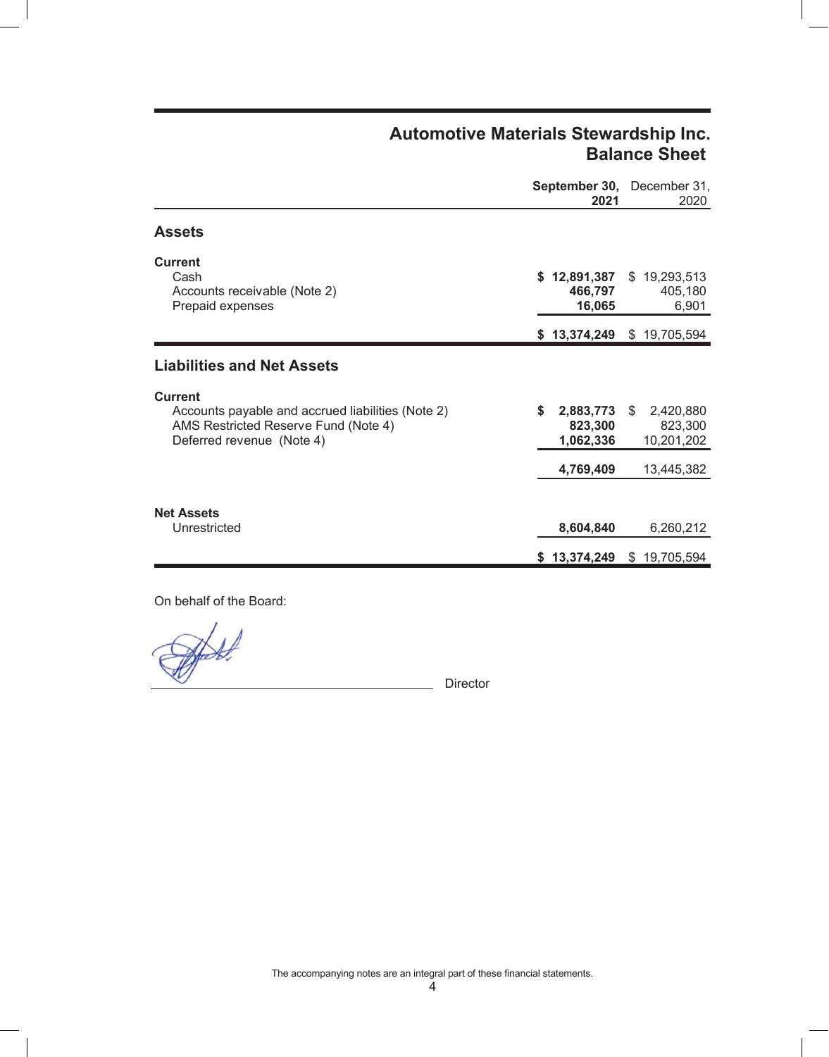# Automotive Materials Stewardship Inc.
## Balance Sheet

| | September 30, 2021 | December 31, 2020 |
|---|---|---|
| **Assets** | | |
| **Current** | | |
| Cash | **$ 12,891,387** | $ 19,293,513 |
| Accounts receivable (Note 2) | **466,797** | 405,180 |
| Prepaid expenses | **16,065** | 6,901 |
| | **$ 13,374,249** | $ 19,705,594 |
| **Liabilities and Net Assets** | | |
| **Current** | | |
| Accounts payable and accrued liabilities (Note 2) | **$ 2,883,773** | $ 2,420,880 |
| AMS Restricted Reserve Fund (Note 4) | **823,300** | 823,300 |
| Deferred revenue (Note 4) | **1,062,336** | 10,201,202 |
| | **4,769,409** | 13,445,382 |
| **Net Assets** | | |
| Unrestricted | **8,604,840** | 6,260,212 |
| | **$ 13,374,249** | $ 19,705,594 |

On behalf of the Board:

_______________________________ Director

The accompanying notes are an integral part of these financial statements.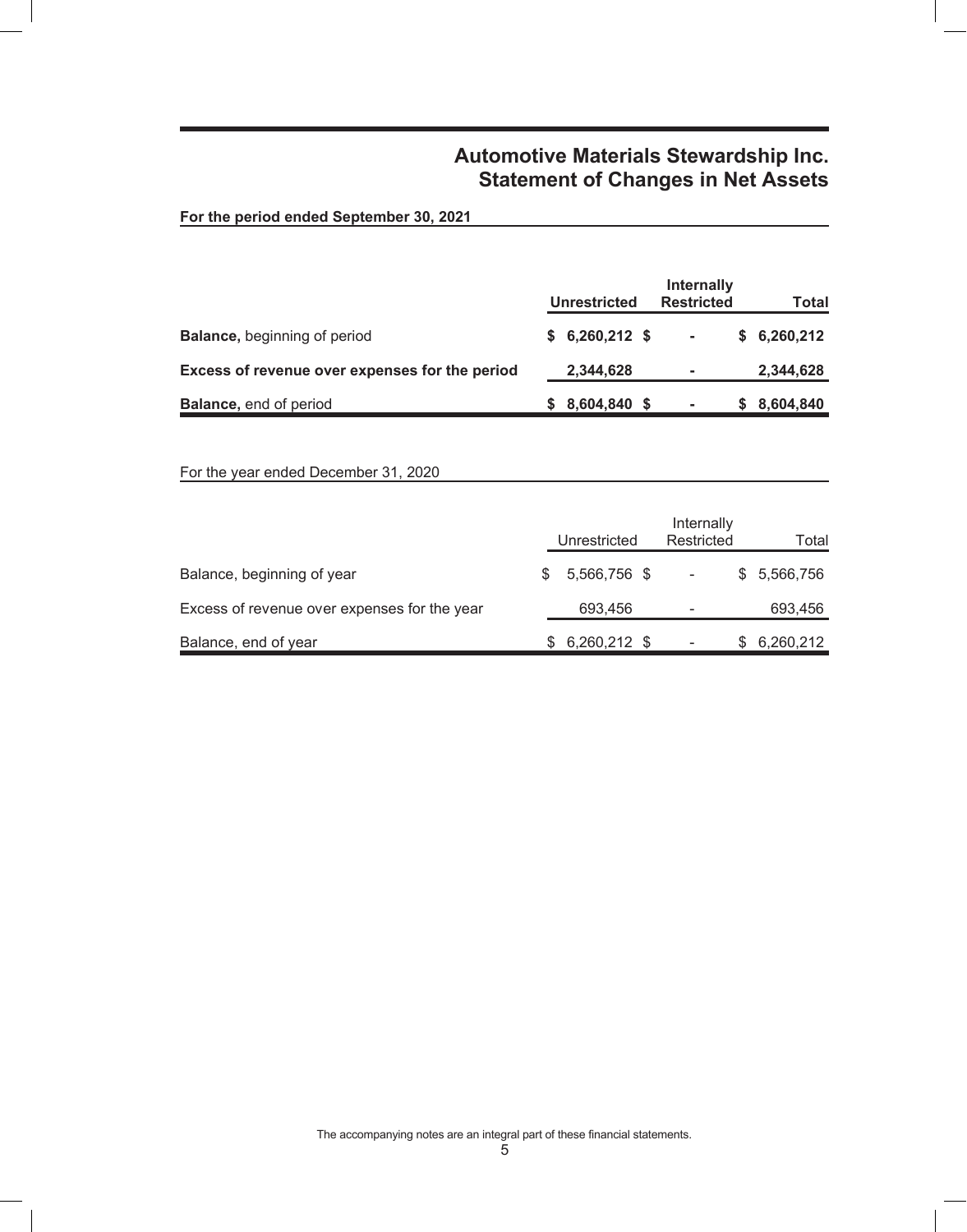# Automotive Materials Stewardship Inc.
## Statement of Changes in Net Assets

**For the period ended September 30, 2021**

| | Unrestricted | Internally Restricted | Total |
|---|---|---|---|
| **Balance,** beginning of period | **$ 6,260,212** | **$ -** | **$ 6,260,212** |
| **Excess of revenue over expenses for the period** | **2,344,628** | **-** | **2,344,628** |
| **Balance,** end of period | **$ 8,604,840** | **$ -** | **$ 8,604,840** |

For the year ended December 31, 2020

| | Unrestricted | Internally Restricted | Total |
|---|---|---|---|
| Balance, beginning of year | $ 5,566,756 | $ - | $ 5,566,756 |
| Excess of revenue over expenses for the year | 693,456 | - | 693,456 |
| Balance, end of year | $ 6,260,212 | $ - | $ 6,260,212 |

The accompanying notes are an integral part of these financial statements.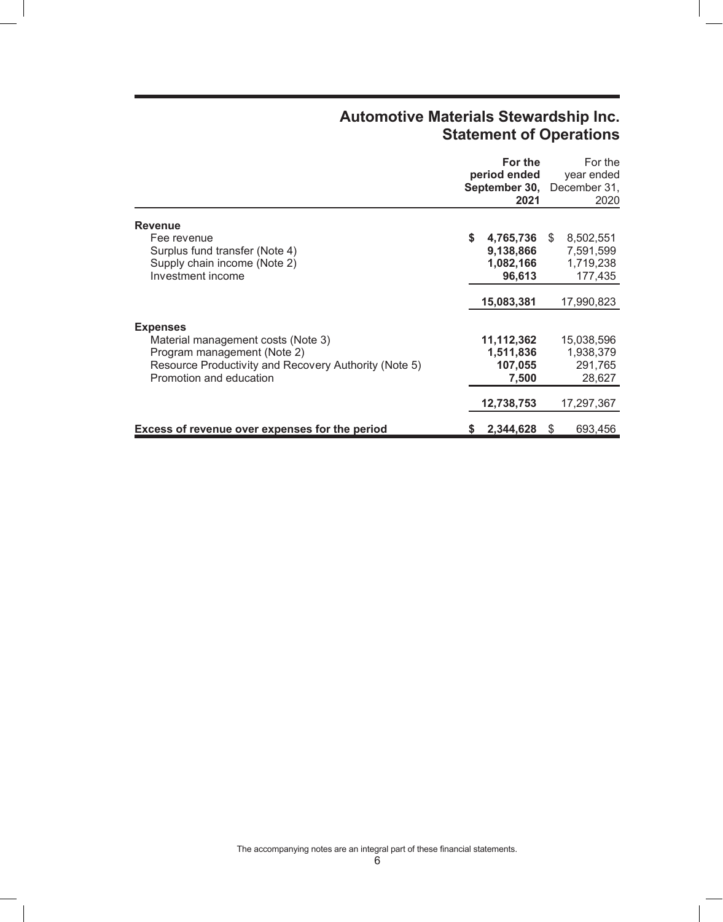# Automotive Materials Stewardship Inc.
## Statement of Operations

| | **For the period ended September 30, 2021** | For the year ended December 31, 2020 |
|---|---|---|
| **Revenue** | | |
| Fee revenue | **$ 4,765,736** | $ 8,502,551 |
| Surplus fund transfer (Note 4) | **9,138,866** | 7,591,599 |
| Supply chain income (Note 2) | **1,082,166** | 1,719,238 |
| Investment income | **96,613** | 177,435 |
| | **15,083,381** | 17,990,823 |
| **Expenses** | | |
| Material management costs (Note 3) | **11,112,362** | 15,038,596 |
| Program management (Note 2) | **1,511,836** | 1,938,379 |
| Resource Productivity and Recovery Authority (Note 5) | **107,055** | 291,765 |
| Promotion and education | **7,500** | 28,627 |
| | **12,738,753** | 17,297,367 |
| **Excess of revenue over expenses for the period** | **$ 2,344,628** | $ 693,456 |

The accompanying notes are an integral part of these financial statements.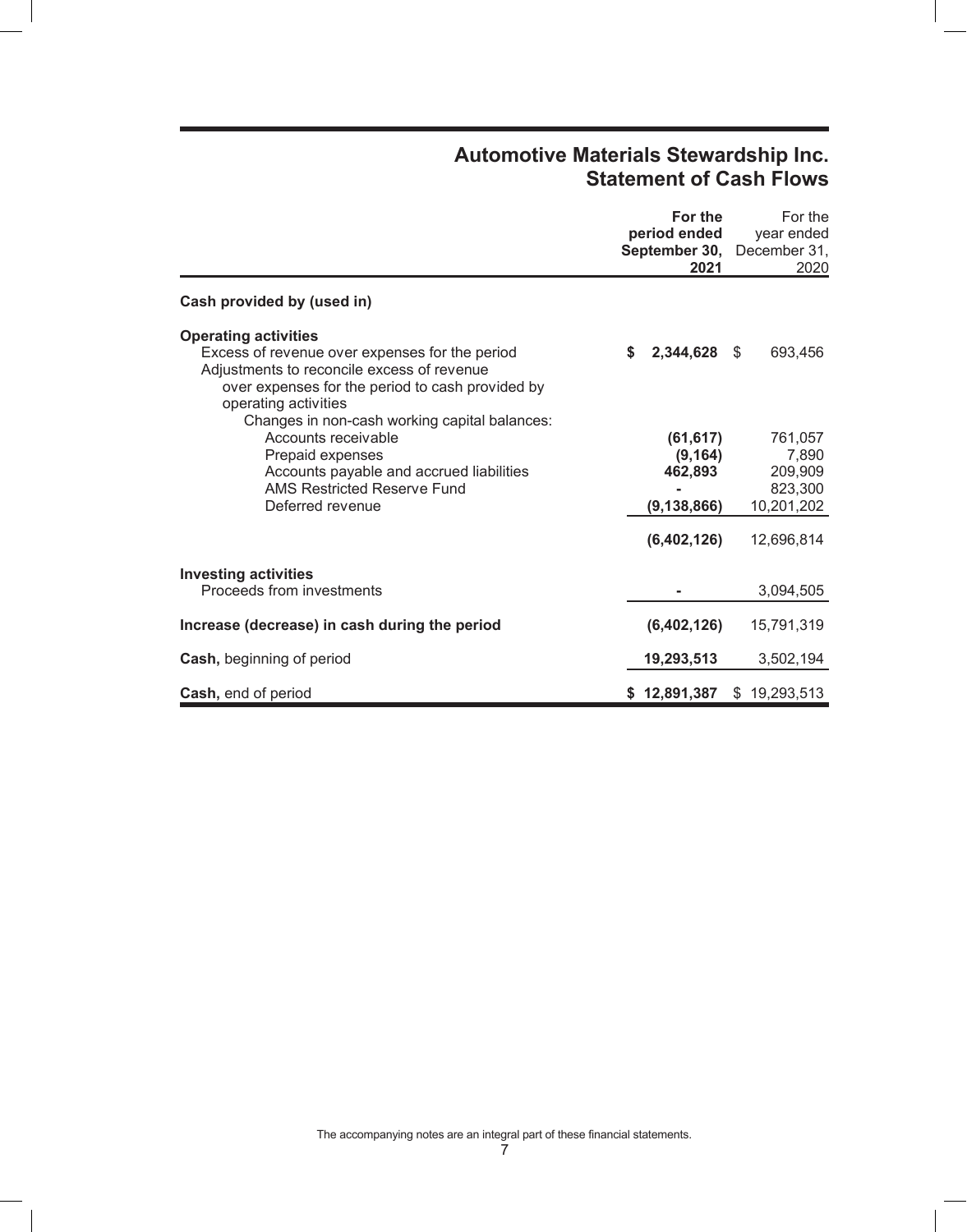# Automotive Materials Stewardship Inc.
## Statement of Cash Flows

| | **For the period ended September 30, 2021** | For the year ended December 31, 2020 |
|---|---|---|
| **Cash provided by (used in)** | | |
| **Operating activities** | | |
| Excess of revenue over expenses for the period | **$ 2,344,628** | $ 693,456 |
| Adjustments to reconcile excess of revenue over expenses for the period to cash provided by operating activities | | |
| Changes in non-cash working capital balances: | | |
| Accounts receivable | **(61,617)** | 761,057 |
| Prepaid expenses | **(9,164)** | 7,890 |
| Accounts payable and accrued liabilities | **462,893** | 209,909 |
| AMS Restricted Reserve Fund | **-** | 823,300 |
| Deferred revenue | **(9,138,866)** | 10,201,202 |
| | **(6,402,126)** | 12,696,814 |
| **Investing activities** | | |
| Proceeds from investments | **-** | 3,094,505 |
| **Increase (decrease) in cash during the period** | **(6,402,126)** | 15,791,319 |
| **Cash,** beginning of period | **19,293,513** | 3,502,194 |
| **Cash,** end of period | **$ 12,891,387** | $ 19,293,513 |

The accompanying notes are an integral part of these financial statements.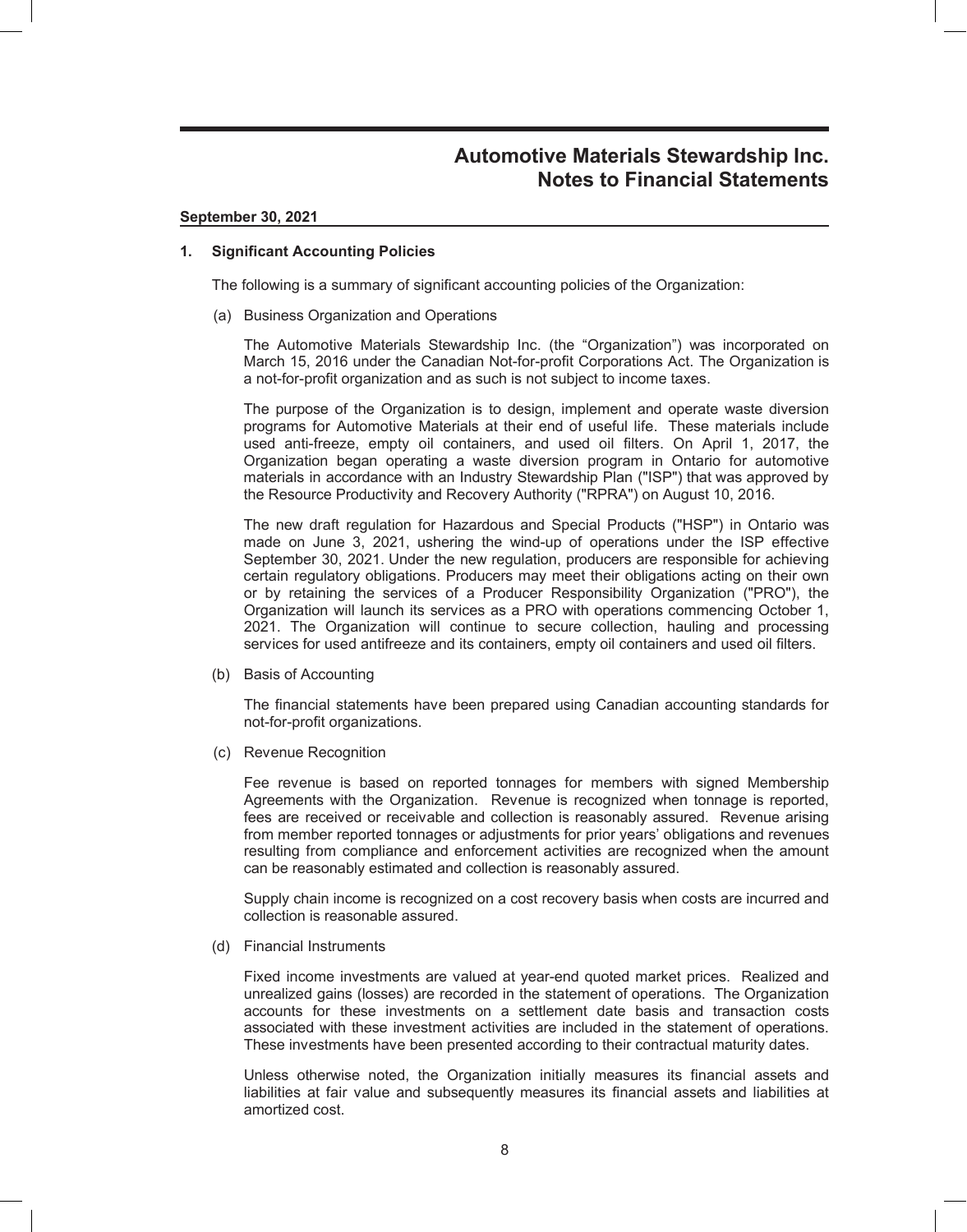# Automotive Materials Stewardship Inc.
## Notes to Financial Statements

**September 30, 2021**

### 1. Significant Accounting Policies

The following is a summary of significant accounting policies of the Organization:

(a) Business Organization and Operations

The Automotive Materials Stewardship Inc. (the "Organization") was incorporated on March 15, 2016 under the Canadian Not-for-profit Corporations Act. The Organization is a not-for-profit organization and as such is not subject to income taxes.

The purpose of the Organization is to design, implement and operate waste diversion programs for Automotive Materials at their end of useful life. These materials include used anti-freeze, empty oil containers, and used oil filters. On April 1, 2017, the Organization began operating a waste diversion program in Ontario for automotive materials in accordance with an Industry Stewardship Plan ("ISP") that was approved by the Resource Productivity and Recovery Authority ("RPRA") on August 10, 2016.

The new draft regulation for Hazardous and Special Products ("HSP") in Ontario was made on June 3, 2021, ushering the wind-up of operations under the ISP effective September 30, 2021. Under the new regulation, producers are responsible for achieving certain regulatory obligations. Producers may meet their obligations acting on their own or by retaining the services of a Producer Responsibility Organization ("PRO"), the Organization will launch its services as a PRO with operations commencing October 1, 2021. The Organization will continue to secure collection, hauling and processing services for used antifreeze and its containers, empty oil containers and used oil filters.

(b) Basis of Accounting

The financial statements have been prepared using Canadian accounting standards for not-for-profit organizations.

(c) Revenue Recognition

Fee revenue is based on reported tonnages for members with signed Membership Agreements with the Organization. Revenue is recognized when tonnage is reported, fees are received or receivable and collection is reasonably assured. Revenue arising from member reported tonnages or adjustments for prior years' obligations and revenues resulting from compliance and enforcement activities are recognized when the amount can be reasonably estimated and collection is reasonably assured.

Supply chain income is recognized on a cost recovery basis when costs are incurred and collection is reasonable assured.

(d) Financial Instruments

Fixed income investments are valued at year-end quoted market prices. Realized and unrealized gains (losses) are recorded in the statement of operations. The Organization accounts for these investments on a settlement date basis and transaction costs associated with these investment activities are included in the statement of operations. These investments have been presented according to their contractual maturity dates.

Unless otherwise noted, the Organization initially measures its financial assets and liabilities at fair value and subsequently measures its financial assets and liabilities at amortized cost.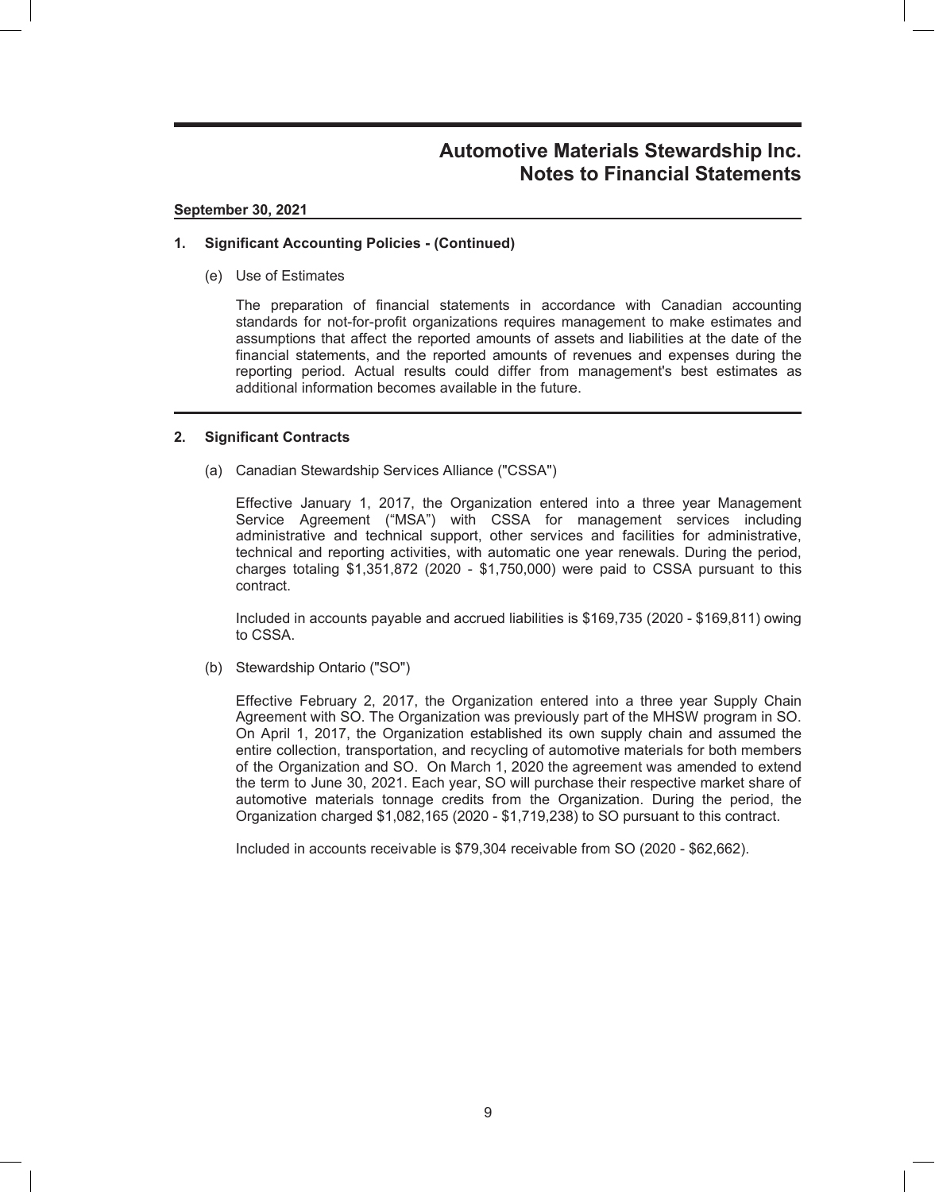# Automotive Materials Stewardship Inc.
# Notes to Financial Statements

**September 30, 2021**

**1. Significant Accounting Policies - (Continued)**

(e) Use of Estimates

The preparation of financial statements in accordance with Canadian accounting standards for not-for-profit organizations requires management to make estimates and assumptions that affect the reported amounts of assets and liabilities at the date of the financial statements, and the reported amounts of revenues and expenses during the reporting period. Actual results could differ from management's best estimates as additional information becomes available in the future.

**2. Significant Contracts**

(a) Canadian Stewardship Services Alliance ("CSSA")

Effective January 1, 2017, the Organization entered into a three year Management Service Agreement ("MSA") with CSSA for management services including administrative and technical support, other services and facilities for administrative, technical and reporting activities, with automatic one year renewals. During the period, charges totaling $1,351,872 (2020 - $1,750,000) were paid to CSSA pursuant to this contract.

Included in accounts payable and accrued liabilities is $169,735 (2020 - $169,811) owing to CSSA.

(b) Stewardship Ontario ("SO")

Effective February 2, 2017, the Organization entered into a three year Supply Chain Agreement with SO. The Organization was previously part of the MHSW program in SO. On April 1, 2017, the Organization established its own supply chain and assumed the entire collection, transportation, and recycling of automotive materials for both members of the Organization and SO. On March 1, 2020 the agreement was amended to extend the term to June 30, 2021. Each year, SO will purchase their respective market share of automotive materials tonnage credits from the Organization. During the period, the Organization charged $1,082,165 (2020 - $1,719,238) to SO pursuant to this contract.

Included in accounts receivable is $79,304 receivable from SO (2020 - $62,662).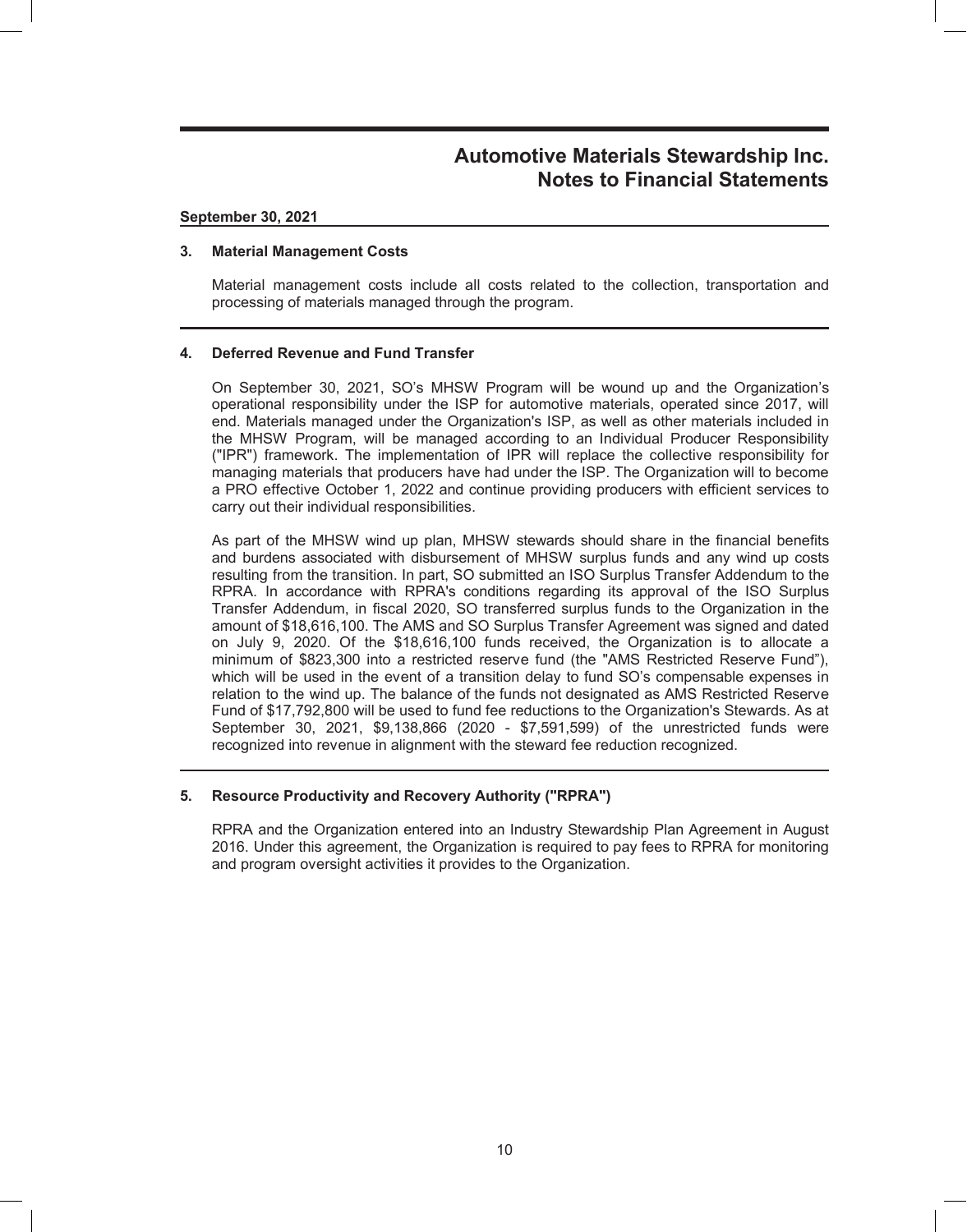# Automotive Materials Stewardship Inc.
# Notes to Financial Statements

**September 30, 2021**

## 3. Material Management Costs

Material management costs include all costs related to the collection, transportation and processing of materials managed through the program.

## 4. Deferred Revenue and Fund Transfer

On September 30, 2021, SO's MHSW Program will be wound up and the Organization's operational responsibility under the ISP for automotive materials, operated since 2017, will end. Materials managed under the Organization's ISP, as well as other materials included in the MHSW Program, will be managed according to an Individual Producer Responsibility ("IPR") framework. The implementation of IPR will replace the collective responsibility for managing materials that producers have had under the ISP. The Organization will to become a PRO effective October 1, 2022 and continue providing producers with efficient services to carry out their individual responsibilities.

As part of the MHSW wind up plan, MHSW stewards should share in the financial benefits and burdens associated with disbursement of MHSW surplus funds and any wind up costs resulting from the transition. In part, SO submitted an ISO Surplus Transfer Addendum to the RPRA. In accordance with RPRA's conditions regarding its approval of the ISO Surplus Transfer Addendum, in fiscal 2020, SO transferred surplus funds to the Organization in the amount of $18,616,100. The AMS and SO Surplus Transfer Agreement was signed and dated on July 9, 2020. Of the $18,616,100 funds received, the Organization is to allocate a minimum of $823,300 into a restricted reserve fund (the "AMS Restricted Reserve Fund"), which will be used in the event of a transition delay to fund SO's compensable expenses in relation to the wind up. The balance of the funds not designated as AMS Restricted Reserve Fund of $17,792,800 will be used to fund fee reductions to the Organization's Stewards. As at September 30, 2021, $9,138,866 (2020 - $7,591,599) of the unrestricted funds were recognized into revenue in alignment with the steward fee reduction recognized.

## 5. Resource Productivity and Recovery Authority ("RPRA")

RPRA and the Organization entered into an Industry Stewardship Plan Agreement in August 2016. Under this agreement, the Organization is required to pay fees to RPRA for monitoring and program oversight activities it provides to the Organization.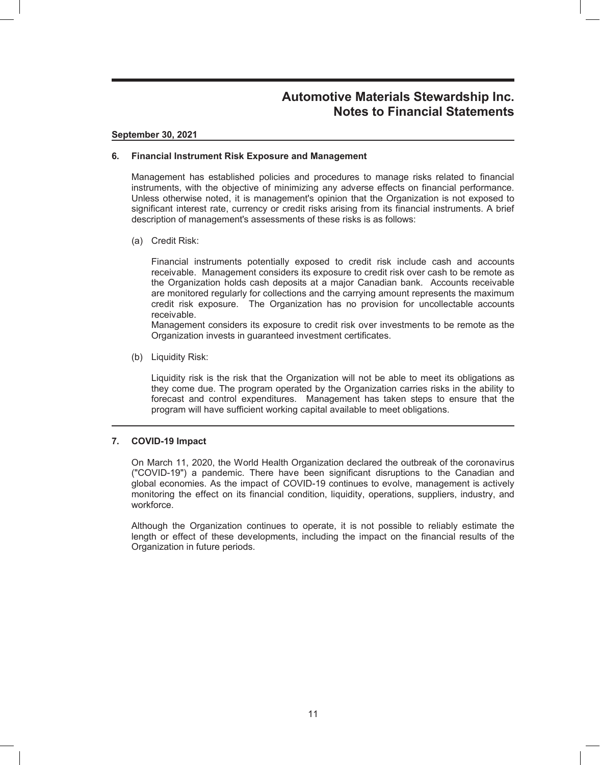# Automotive Materials Stewardship Inc.
# Notes to Financial Statements

**September 30, 2021**

## 6. Financial Instrument Risk Exposure and Management

Management has established policies and procedures to manage risks related to financial instruments, with the objective of minimizing any adverse effects on financial performance. Unless otherwise noted, it is management's opinion that the Organization is not exposed to significant interest rate, currency or credit risks arising from its financial instruments. A brief description of management's assessments of these risks is as follows:

(a) Credit Risk:

Financial instruments potentially exposed to credit risk include cash and accounts receivable. Management considers its exposure to credit risk over cash to be remote as the Organization holds cash deposits at a major Canadian bank. Accounts receivable are monitored regularly for collections and the carrying amount represents the maximum credit risk exposure. The Organization has no provision for uncollectable accounts receivable.

Management considers its exposure to credit risk over investments to be remote as the Organization invests in guaranteed investment certificates.

(b) Liquidity Risk:

Liquidity risk is the risk that the Organization will not be able to meet its obligations as they come due. The program operated by the Organization carries risks in the ability to forecast and control expenditures. Management has taken steps to ensure that the program will have sufficient working capital available to meet obligations.

## 7. COVID-19 Impact

On March 11, 2020, the World Health Organization declared the outbreak of the coronavirus ("COVID-19") a pandemic. There have been significant disruptions to the Canadian and global economies. As the impact of COVID-19 continues to evolve, management is actively monitoring the effect on its financial condition, liquidity, operations, suppliers, industry, and workforce.

Although the Organization continues to operate, it is not possible to reliably estimate the length or effect of these developments, including the impact on the financial results of the Organization in future periods.